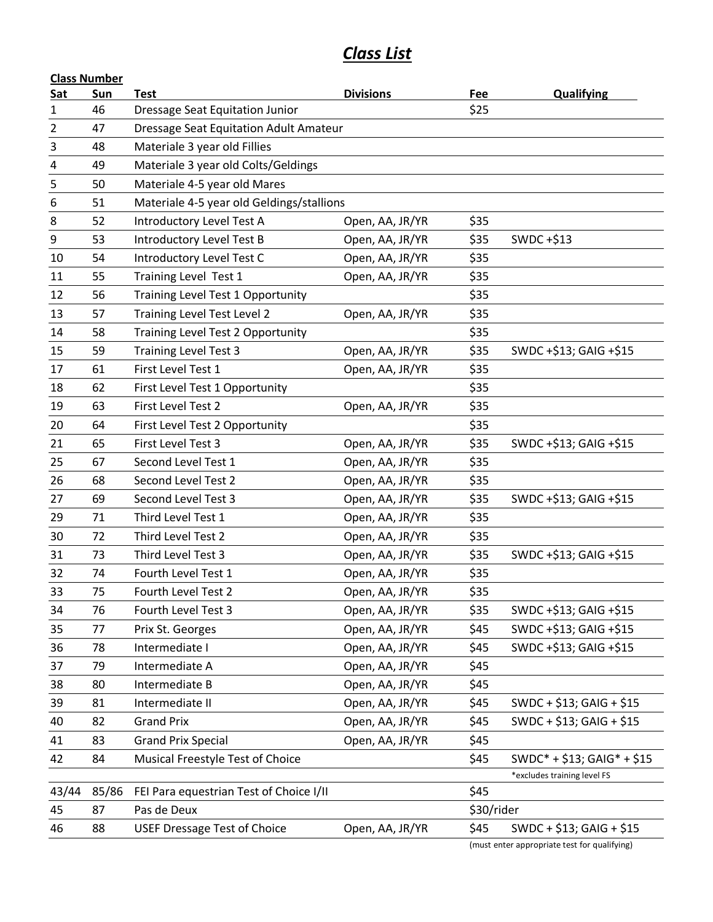# ***Class List***

| Class Number | | | | | |
|---|---|---|---|---|---|
| **Sat** | **Sun** | **Test** | **Divisions** | **Fee** | **Qualifying** |
| 1 | 46 | Dressage Seat Equitation Junior | | $25 | |
| 2 | 47 | Dressage Seat Equitation Adult Amateur | | | |
| 3 | 48 | Materiale 3 year old Fillies | | | |
| 4 | 49 | Materiale 3 year old Colts/Geldings | | | |
| 5 | 50 | Materiale 4-5 year old Mares | | | |
| 6 | 51 | Materiale 4-5 year old Geldings/stallions | | | |
| 8 | 52 | Introductory Level Test A | Open, AA, JR/YR | $35 | |
| 9 | 53 | Introductory Level Test B | Open, AA, JR/YR | $35 | SWDC +$13 |
| 10 | 54 | Introductory Level Test C | Open, AA, JR/YR | $35 | |
| 11 | 55 | Training Level Test 1 | Open, AA, JR/YR | $35 | |
| 12 | 56 | Training Level Test 1 Opportunity | | $35 | |
| 13 | 57 | Training Level Test Level 2 | Open, AA, JR/YR | $35 | |
| 14 | 58 | Training Level Test 2 Opportunity | | $35 | |
| 15 | 59 | Training Level Test 3 | Open, AA, JR/YR | $35 | SWDC +$13; GAIG +$15 |
| 17 | 61 | First Level Test 1 | Open, AA, JR/YR | $35 | |
| 18 | 62 | First Level Test 1 Opportunity | | $35 | |
| 19 | 63 | First Level Test 2 | Open, AA, JR/YR | $35 | |
| 20 | 64 | First Level Test 2 Opportunity | | $35 | |
| 21 | 65 | First Level Test 3 | Open, AA, JR/YR | $35 | SWDC +$13; GAIG +$15 |
| 25 | 67 | Second Level Test 1 | Open, AA, JR/YR | $35 | |
| 26 | 68 | Second Level Test 2 | Open, AA, JR/YR | $35 | |
| 27 | 69 | Second Level Test 3 | Open, AA, JR/YR | $35 | SWDC +$13; GAIG +$15 |
| 29 | 71 | Third Level Test 1 | Open, AA, JR/YR | $35 | |
| 30 | 72 | Third Level Test 2 | Open, AA, JR/YR | $35 | |
| 31 | 73 | Third Level Test 3 | Open, AA, JR/YR | $35 | SWDC +$13; GAIG +$15 |
| 32 | 74 | Fourth Level Test 1 | Open, AA, JR/YR | $35 | |
| 33 | 75 | Fourth Level Test 2 | Open, AA, JR/YR | $35 | |
| 34 | 76 | Fourth Level Test 3 | Open, AA, JR/YR | $35 | SWDC +$13; GAIG +$15 |
| 35 | 77 | Prix St. Georges | Open, AA, JR/YR | $45 | SWDC +$13; GAIG +$15 |
| 36 | 78 | Intermediate I | Open, AA, JR/YR | $45 | SWDC +$13; GAIG +$15 |
| 37 | 79 | Intermediate A | Open, AA, JR/YR | $45 | |
| 38 | 80 | Intermediate B | Open, AA, JR/YR | $45 | |
| 39 | 81 | Intermediate II | Open, AA, JR/YR | $45 | SWDC + $13; GAIG + $15 |
| 40 | 82 | Grand Prix | Open, AA, JR/YR | $45 | SWDC + $13; GAIG + $15 |
| 41 | 83 | Grand Prix Special | Open, AA, JR/YR | $45 | |
| 42 | 84 | Musical Freestyle Test of Choice | | $45 | SWDC* + $13; GAIG* + $15<br>*excludes training level FS |
| 43/44 | 85/86 | FEI Para equestrian Test of Choice I/II | | $45 | |
| 45 | 87 | Pas de Deux | | $30/rider | |
| 46 | 88 | USEF Dressage Test of Choice | Open, AA, JR/YR | $45 | SWDC + $13; GAIG + $15 |

(must enter appropriate test for qualifying)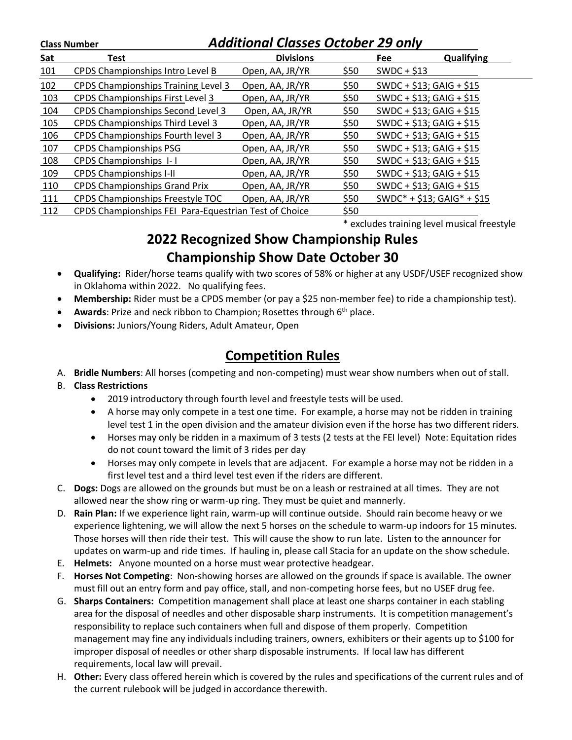**Class Number** ***Additional Classes October 29 only***

| Sat | Test | Divisions | Fee | Qualifying |
|---|---|---|---|---|
| 101 | CPDS Championships Intro Level B | Open, AA, JR/YR | $50 | SWDC + $13 |
| 102 | CPDS Championships Training Level 3 | Open, AA, JR/YR | $50 | SWDC + $13; GAIG + $15 |
| 103 | CPDS Championships First Level 3 | Open, AA, JR/YR | $50 | SWDC + $13; GAIG + $15 |
| 104 | CPDS Championships Second Level 3 | Open, AA, JR/YR | $50 | SWDC + $13; GAIG + $15 |
| 105 | CPDS Championships Third Level 3 | Open, AA, JR/YR | $50 | SWDC + $13; GAIG + $15 |
| 106 | CPDS Championships Fourth level 3 | Open, AA, JR/YR | $50 | SWDC + $13; GAIG + $15 |
| 107 | CPDS Championships PSG | Open, AA, JR/YR | $50 | SWDC + $13; GAIG + $15 |
| 108 | CPDS Championships I- I | Open, AA, JR/YR | $50 | SWDC + $13; GAIG + $15 |
| 109 | CPDS Championships I-II | Open, AA, JR/YR | $50 | SWDC + $13; GAIG + $15 |
| 110 | CPDS Championships Grand Prix | Open, AA, JR/YR | $50 | SWDC + $13; GAIG + $15 |
| 111 | CPDS Championships Freestyle TOC | Open, AA, JR/YR | $50 | SWDC* + $13; GAIG* + $15 |
| 112 | CPDS Championships FEI Para-Equestrian Test of Choice | | $50 | |

\* excludes training level musical freestyle

## 2022 Recognized Show Championship Rules
## Championship Show Date October 30

- **Qualifying:** Rider/horse teams qualify with two scores of 58% or higher at any USDF/USEF recognized show in Oklahoma within 2022. No qualifying fees.
- **Membership:** Rider must be a CPDS member (or pay a $25 non-member fee) to ride a championship test).
- **Awards**: Prize and neck ribbon to Champion; Rosettes through 6th place.
- **Divisions:** Juniors/Young Riders, Adult Amateur, Open

## Competition Rules

A. **Bridle Numbers**: All horses (competing and non-competing) must wear show numbers when out of stall.

B. **Class Restrictions**
   - 2019 introductory through fourth level and freestyle tests will be used.
   - A horse may only compete in a test one time. For example, a horse may not be ridden in training level test 1 in the open division and the amateur division even if the horse has two different riders.
   - Horses may only be ridden in a maximum of 3 tests (2 tests at the FEI level) Note: Equitation rides do not count toward the limit of 3 rides per day
   - Horses may only compete in levels that are adjacent. For example a horse may not be ridden in a first level test and a third level test even if the riders are different.

C. **Dogs:** Dogs are allowed on the grounds but must be on a leash or restrained at all times. They are not allowed near the show ring or warm-up ring. They must be quiet and mannerly.

D. **Rain Plan:** If we experience light rain, warm-up will continue outside. Should rain become heavy or we experience lightening, we will allow the next 5 horses on the schedule to warm-up indoors for 15 minutes. Those horses will then ride their test. This will cause the show to run late. Listen to the announcer for updates on warm-up and ride times. If hauling in, please call Stacia for an update on the show schedule.

E. **Helmets:** Anyone mounted on a horse must wear protective headgear.

F. **Horses Not Competing**: Non-showing horses are allowed on the grounds if space is available. The owner must fill out an entry form and pay office, stall, and non-competing horse fees, but no USEF drug fee.

G. **Sharps Containers:** Competition management shall place at least one sharps container in each stabling area for the disposal of needles and other disposable sharp instruments. It is competition management's responsibility to replace such containers when full and dispose of them properly. Competition management may fine any individuals including trainers, owners, exhibiters or their agents up to $100 for improper disposal of needles or other sharp disposable instruments. If local law has different requirements, local law will prevail.

H. **Other:** Every class offered herein which is covered by the rules and specifications of the current rules and of the current rulebook will be judged in accordance therewith.